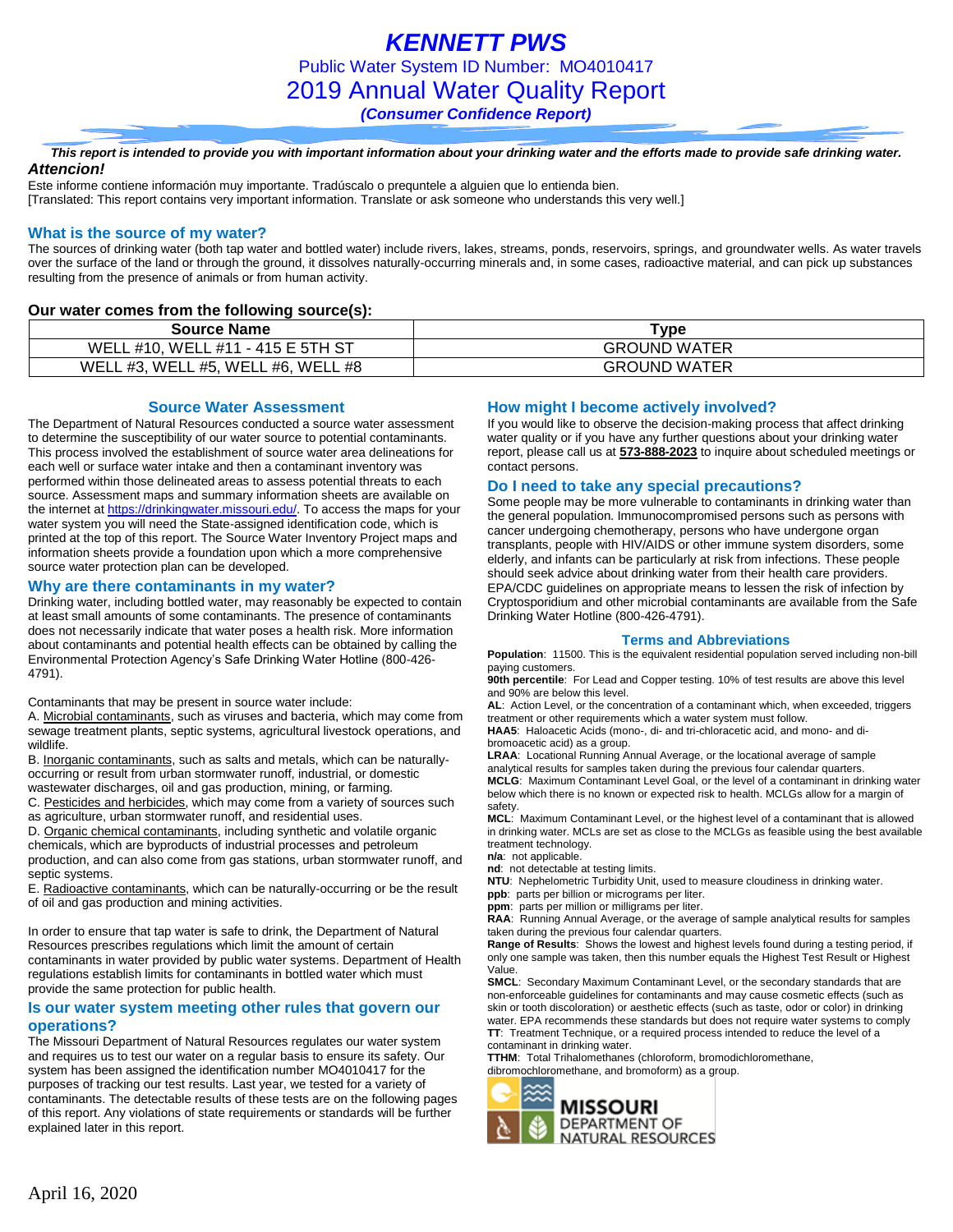# KENNETT PWS

Public Water System ID Number: MO4010417

## 2019 Annual Water Quality Report

***(Consumer Confidence Report)***

***This report is intended to provide you with important information about your drinking water and the efforts made to provide safe drinking water.***

***Attencion!***

Este informe contiene información muy importante. Tradúscalo o prequntele a alguien que lo entienda bien.
[Translated: This report contains very important information. Translate or ask someone who understands this very well.]

### What is the source of my water?

The sources of drinking water (both tap water and bottled water) include rivers, lakes, streams, ponds, reservoirs, springs, and groundwater wells. As water travels over the surface of the land or through the ground, it dissolves naturally-occurring minerals and, in some cases, radioactive material, and can pick up substances resulting from the presence of animals or from human activity.

**Our water comes from the following source(s):**

| Source Name | Type |
|---|---|
| WELL #10, WELL #11 - 415 E 5TH ST | GROUND WATER |
| WELL #3, WELL #5, WELL #6, WELL #8 | GROUND WATER |

### Source Water Assessment

The Department of Natural Resources conducted a source water assessment to determine the susceptibility of our water source to potential contaminants. This process involved the establishment of source water area delineations for each well or surface water intake and then a contaminant inventory was performed within those delineated areas to assess potential threats to each source. Assessment maps and summary information sheets are available on the internet at https://drinkingwater.missouri.edu/. To access the maps for your water system you will need the State-assigned identification code, which is printed at the top of this report. The Source Water Inventory Project maps and information sheets provide a foundation upon which a more comprehensive source water protection plan can be developed.

### Why are there contaminants in my water?

Drinking water, including bottled water, may reasonably be expected to contain at least small amounts of some contaminants. The presence of contaminants does not necessarily indicate that water poses a health risk. More information about contaminants and potential health effects can be obtained by calling the Environmental Protection Agency's Safe Drinking Water Hotline (800-426-4791).

Contaminants that may be present in source water include:

A. Microbial contaminants, such as viruses and bacteria, which may come from sewage treatment plants, septic systems, agricultural livestock operations, and wildlife.

B. Inorganic contaminants, such as salts and metals, which can be naturally-occurring or result from urban stormwater runoff, industrial, or domestic wastewater discharges, oil and gas production, mining, or farming.

C. Pesticides and herbicides, which may come from a variety of sources such as agriculture, urban stormwater runoff, and residential uses.

D. Organic chemical contaminants, including synthetic and volatile organic chemicals, which are byproducts of industrial processes and petroleum production, and can also come from gas stations, urban stormwater runoff, and septic systems.

E. Radioactive contaminants, which can be naturally-occurring or be the result of oil and gas production and mining activities.

In order to ensure that tap water is safe to drink, the Department of Natural Resources prescribes regulations which limit the amount of certain contaminants in water provided by public water systems. Department of Health regulations establish limits for contaminants in bottled water which must provide the same protection for public health.

### Is our water system meeting other rules that govern our operations?

The Missouri Department of Natural Resources regulates our water system and requires us to test our water on a regular basis to ensure its safety. Our system has been assigned the identification number MO4010417 for the purposes of tracking our test results. Last year, we tested for a variety of contaminants. The detectable results of these tests are on the following pages of this report. Any violations of state requirements or standards will be further explained later in this report.

### How might I become actively involved?

If you would like to observe the decision-making process that affect drinking water quality or if you have any further questions about your drinking water report, please call us at **573-888-2023** to inquire about scheduled meetings or contact persons.

### Do I need to take any special precautions?

Some people may be more vulnerable to contaminants in drinking water than the general population. Immunocompromised persons such as persons with cancer undergoing chemotherapy, persons who have undergone organ transplants, people with HIV/AIDS or other immune system disorders, some elderly, and infants can be particularly at risk from infections. These people should seek advice about drinking water from their health care providers. EPA/CDC guidelines on appropriate means to lessen the risk of infection by Cryptosporidium and other microbial contaminants are available from the Safe Drinking Water Hotline (800-426-4791).

### Terms and Abbreviations

**Population**: 11500. This is the equivalent residential population served including non-bill paying customers.

**90th percentile**: For Lead and Copper testing. 10% of test results are above this level and 90% are below this level.

**AL**: Action Level, or the concentration of a contaminant which, when exceeded, triggers treatment or other requirements which a water system must follow.

**HAA5**: Haloacetic Acids (mono-, di- and tri-chloracetic acid, and mono- and di-bromoacetic acid) as a group.

**LRAA**: Locational Running Annual Average, or the locational average of sample analytical results for samples taken during the previous four calendar quarters.

**MCLG**: Maximum Contaminant Level Goal, or the level of a contaminant in drinking water below which there is no known or expected risk to health. MCLGs allow for a margin of safety.

**MCL**: Maximum Contaminant Level, or the highest level of a contaminant that is allowed in drinking water. MCLs are set as close to the MCLGs as feasible using the best available treatment technology.

**n/a**: not applicable.

**nd**: not detectable at testing limits.

**NTU**: Nephelometric Turbidity Unit, used to measure cloudiness in drinking water.

**ppb**: parts per billion or micrograms per liter.

**ppm**: parts per million or milligrams per liter.

**RAA**: Running Annual Average, or the average of sample analytical results for samples taken during the previous four calendar quarters.

**Range of Results**: Shows the lowest and highest levels found during a testing period, if only one sample was taken, then this number equals the Highest Test Result or Highest Value.

**SMCL**: Secondary Maximum Contaminant Level, or the secondary standards that are non-enforceable guidelines for contaminants and may cause cosmetic effects (such as skin or tooth discoloration) or aesthetic effects (such as taste, odor or color) in drinking water. EPA recommends these standards but does not require water systems to comply

**TT**: Treatment Technique, or a required process intended to reduce the level of a contaminant in drinking water.

**TTHM**: Total Trihalomethanes (chloroform, bromodichloromethane, dibromochloromethane, and bromoform) as a group.

MISSOURI DEPARTMENT OF NATURAL RESOURCES

April 16, 2020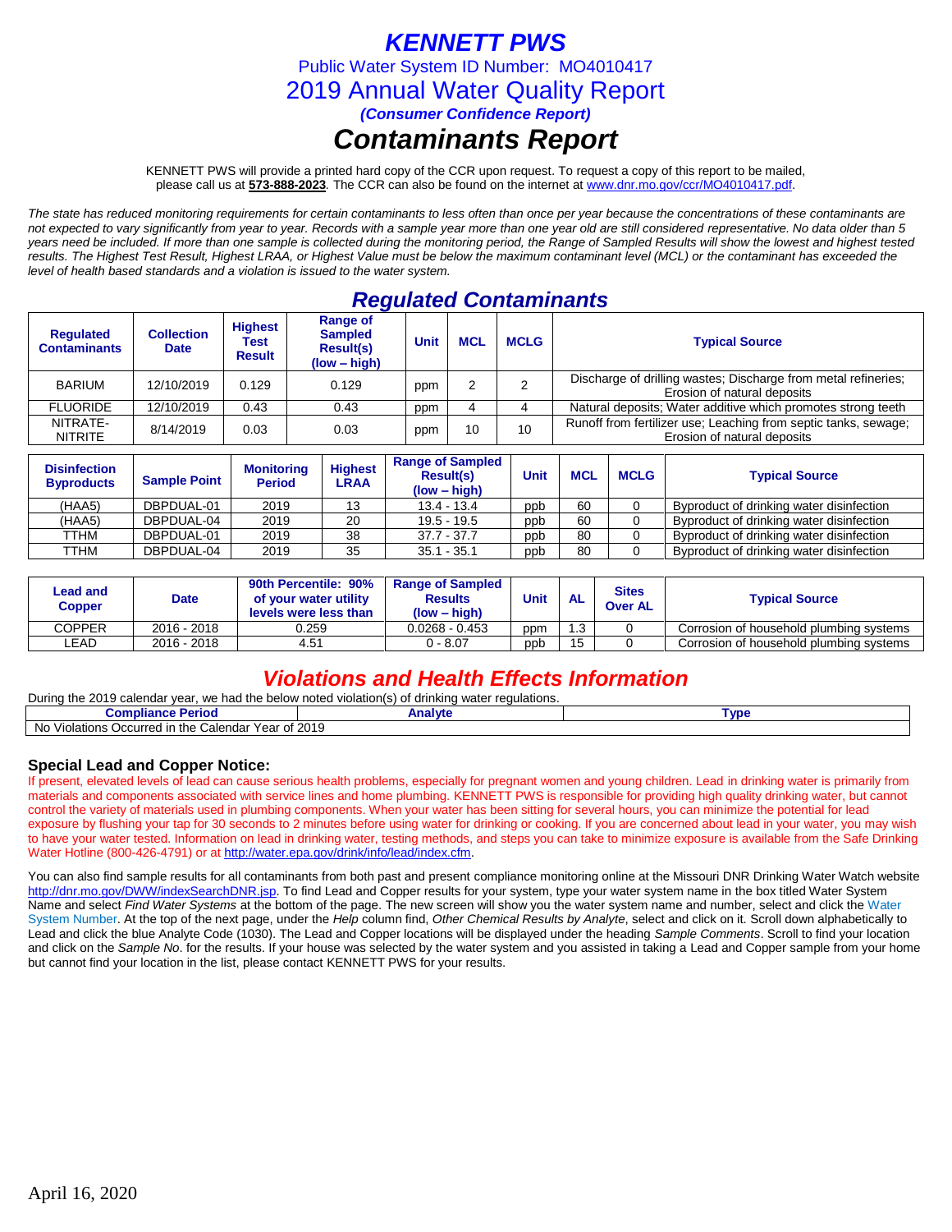# *KENNETT PWS*

Public Water System ID Number: MO4010417

2019 Annual Water Quality Report

***(Consumer Confidence Report)***

# *Contaminants Report*

KENNETT PWS will provide a printed hard copy of the CCR upon request. To request a copy of this report to be mailed, please call us at **573-888-2023**. The CCR can also be found on the internet at www.dnr.mo.gov/ccr/MO4010417.pdf.

*The state has reduced monitoring requirements for certain contaminants to less often than once per year because the concentrations of these contaminants are not expected to vary significantly from year to year. Records with a sample year more than one year old are still considered representative. No data older than 5 years need be included. If more than one sample is collected during the monitoring period, the Range of Sampled Results will show the lowest and highest tested results. The Highest Test Result, Highest LRAA, or Highest Value must be below the maximum contaminant level (MCL) or the contaminant has exceeded the level of health based standards and a violation is issued to the water system.*

## *Regulated Contaminants*

| Regulated Contaminants | Collection Date | Highest Test Result | Range of Sampled Result(s) (low – high) | Unit | MCL | MCLG | Typical Source |
|---|---|---|---|---|---|---|---|
| BARIUM | 12/10/2019 | 0.129 | 0.129 | ppm | 2 | 2 | Discharge of drilling wastes; Discharge from metal refineries; Erosion of natural deposits |
| FLUORIDE | 12/10/2019 | 0.43 | 0.43 | ppm | 4 | 4 | Natural deposits; Water additive which promotes strong teeth |
| NITRATE-NITRITE | 8/14/2019 | 0.03 | 0.03 | ppm | 10 | 10 | Runoff from fertilizer use; Leaching from septic tanks, sewage; Erosion of natural deposits |

| Disinfection Byproducts | Sample Point | Monitoring Period | Highest LRAA | Range of Sampled Result(s) (low – high) | Unit | MCL | MCLG | Typical Source |
|---|---|---|---|---|---|---|---|---|
| (HAA5) | DBPDUAL-01 | 2019 | 13 | 13.4 - 13.4 | ppb | 60 | 0 | Byproduct of drinking water disinfection |
| (HAA5) | DBPDUAL-04 | 2019 | 20 | 19.5 - 19.5 | ppb | 60 | 0 | Byproduct of drinking water disinfection |
| TTHM | DBPDUAL-01 | 2019 | 38 | 37.7 - 37.7 | ppb | 80 | 0 | Byproduct of drinking water disinfection |
| TTHM | DBPDUAL-04 | 2019 | 35 | 35.1 - 35.1 | ppb | 80 | 0 | Byproduct of drinking water disinfection |

| Lead and Copper | Date | 90th Percentile: 90% of your water utility levels were less than | Range of Sampled Results (low – high) | Unit | AL | Sites Over AL | Typical Source |
|---|---|---|---|---|---|---|---|
| COPPER | 2016 - 2018 | 0.259 | 0.0268 - 0.453 | ppm | 1.3 | 0 | Corrosion of household plumbing systems |
| LEAD | 2016 - 2018 | 4.51 | 0 - 8.07 | ppb | 15 | 0 | Corrosion of household plumbing systems |

## *Violations and Health Effects Information*

During the 2019 calendar year, we had the below noted violation(s) of drinking water regulations.

| Compliance Period | Analyte | Type |
|---|---|---|
| No Violations Occurred in the Calendar Year of 2019 | | |

### Special Lead and Copper Notice:

If present, elevated levels of lead can cause serious health problems, especially for pregnant women and young children. Lead in drinking water is primarily from materials and components associated with service lines and home plumbing. KENNETT PWS is responsible for providing high quality drinking water, but cannot control the variety of materials used in plumbing components. When your water has been sitting for several hours, you can minimize the potential for lead exposure by flushing your tap for 30 seconds to 2 minutes before using water for drinking or cooking. If you are concerned about lead in your water, you may wish to have your water tested. Information on lead in drinking water, testing methods, and steps you can take to minimize exposure is available from the Safe Drinking Water Hotline (800-426-4791) or at http://water.epa.gov/drink/info/lead/index.cfm.

You can also find sample results for all contaminants from both past and present compliance monitoring online at the Missouri DNR Drinking Water Watch website http://dnr.mo.gov/DWW/indexSearchDNR.jsp. To find Lead and Copper results for your system, type your water system name in the box titled Water System Name and select *Find Water Systems* at the bottom of the page. The new screen will show you the water system name and number, select and click the Water System Number. At the top of the next page, under the *Help* column find, *Other Chemical Results by Analyte*, select and click on it. Scroll down alphabetically to Lead and click the blue Analyte Code (1030). The Lead and Copper locations will be displayed under the heading *Sample Comments*. Scroll to find your location and click on the *Sample No*. for the results. If your house was selected by the water system and you assisted in taking a Lead and Copper sample from your home but cannot find your location in the list, please contact KENNETT PWS for your results.

April 16, 2020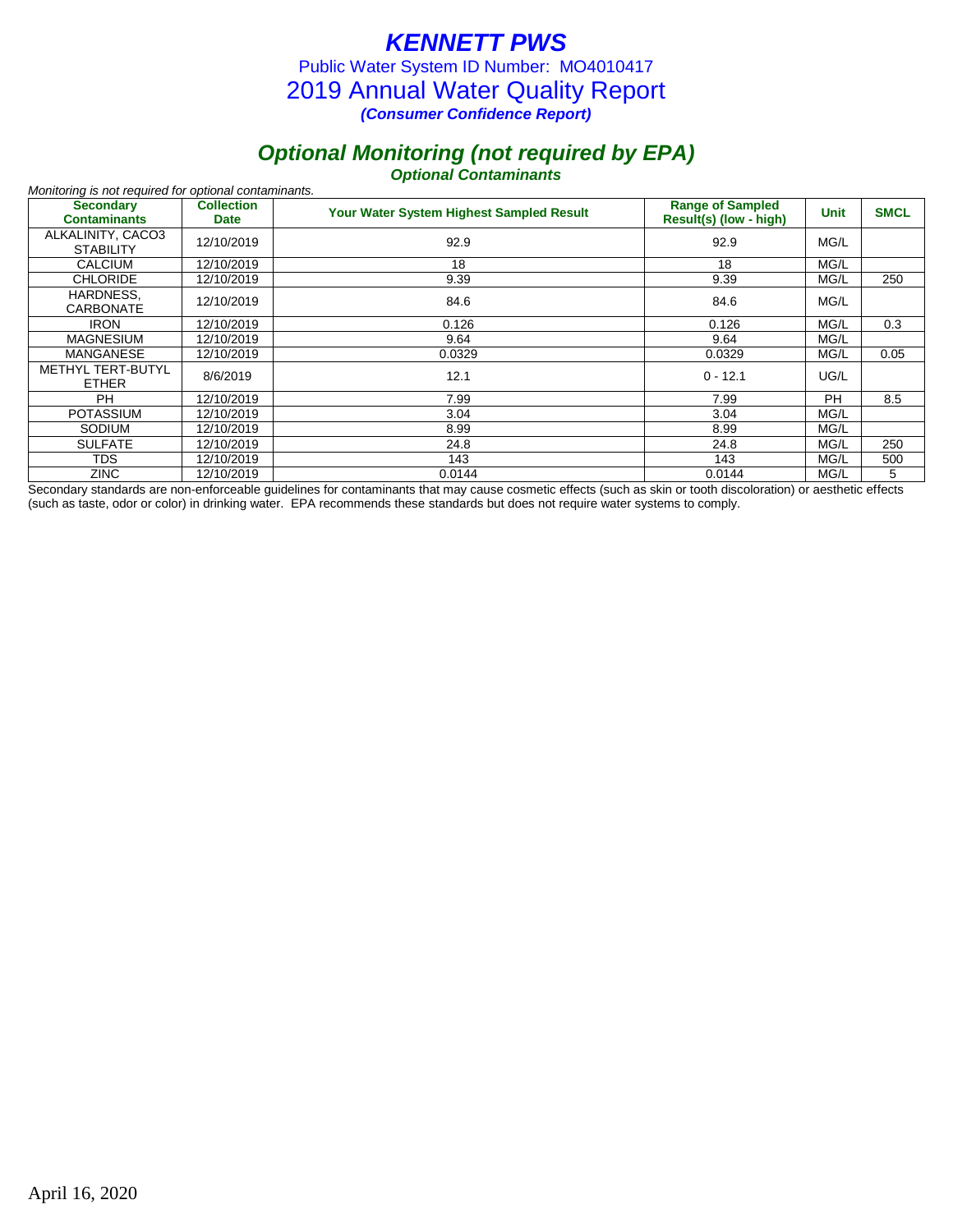# KENNETT PWS

Public Water System ID Number: MO4010417

2019 Annual Water Quality Report

***(Consumer Confidence Report)***

## *Optional Monitoring (not required by EPA)*

***Optional Contaminants***

*Monitoring is not required for optional contaminants.*

| Secondary Contaminants | Collection Date | Your Water System Highest Sampled Result | Range of Sampled Result(s) (low - high) | Unit | SMCL |
|---|---|---|---|---|---|
| ALKALINITY, CACO3 STABILITY | 12/10/2019 | 92.9 | 92.9 | MG/L | |
| CALCIUM | 12/10/2019 | 18 | 18 | MG/L | |
| CHLORIDE | 12/10/2019 | 9.39 | 9.39 | MG/L | 250 |
| HARDNESS, CARBONATE | 12/10/2019 | 84.6 | 84.6 | MG/L | |
| IRON | 12/10/2019 | 0.126 | 0.126 | MG/L | 0.3 |
| MAGNESIUM | 12/10/2019 | 9.64 | 9.64 | MG/L | |
| MANGANESE | 12/10/2019 | 0.0329 | 0.0329 | MG/L | 0.05 |
| METHYL TERT-BUTYL ETHER | 8/6/2019 | 12.1 | 0 - 12.1 | UG/L | |
| PH | 12/10/2019 | 7.99 | 7.99 | PH | 8.5 |
| POTASSIUM | 12/10/2019 | 3.04 | 3.04 | MG/L | |
| SODIUM | 12/10/2019 | 8.99 | 8.99 | MG/L | |
| SULFATE | 12/10/2019 | 24.8 | 24.8 | MG/L | 250 |
| TDS | 12/10/2019 | 143 | 143 | MG/L | 500 |
| ZINC | 12/10/2019 | 0.0144 | 0.0144 | MG/L | 5 |

Secondary standards are non-enforceable guidelines for contaminants that may cause cosmetic effects (such as skin or tooth discoloration) or aesthetic effects (such as taste, odor or color) in drinking water. EPA recommends these standards but does not require water systems to comply.

April 16, 2020